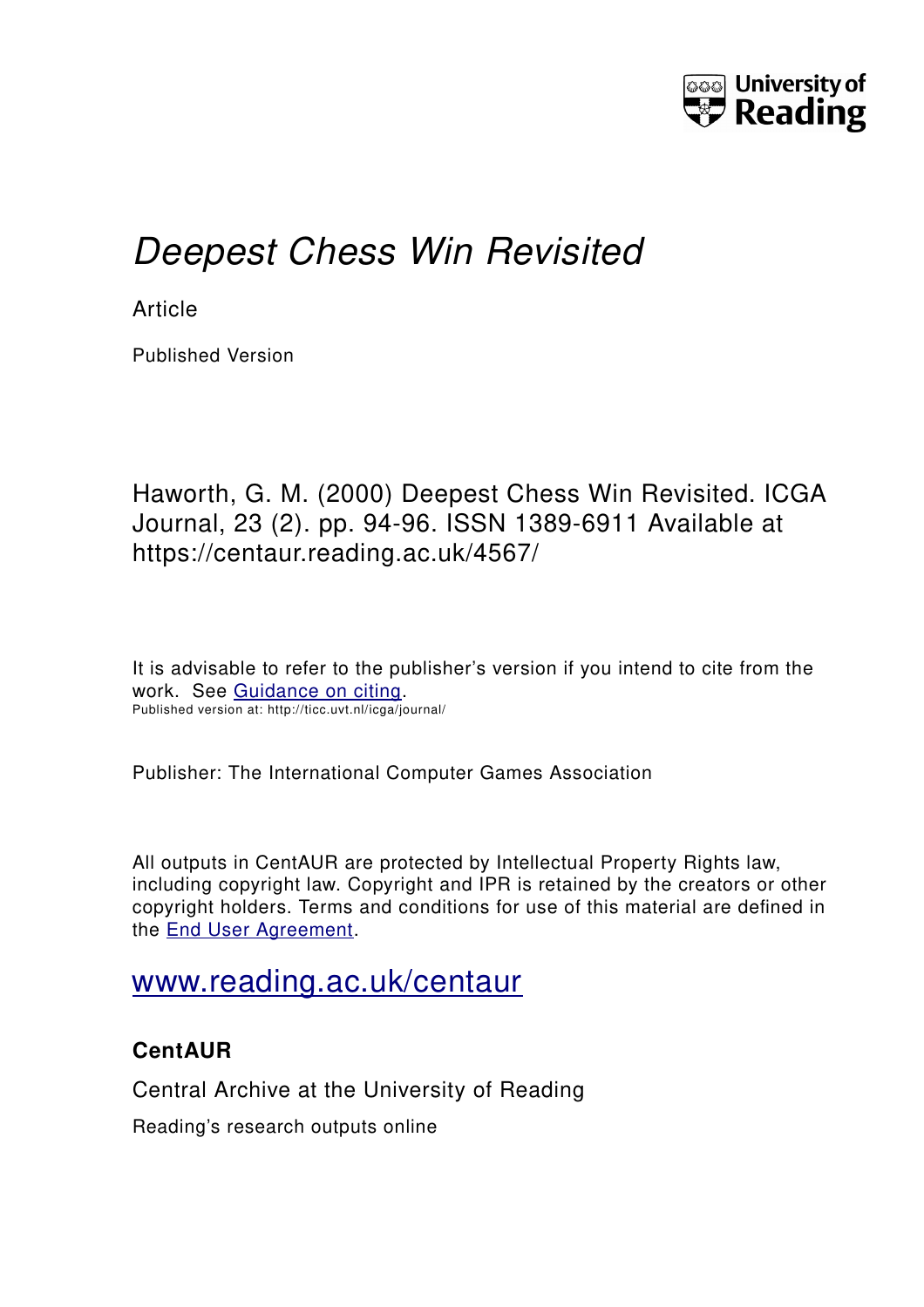University of Reading

# *Deepest Chess Win Revisited*

Article

Published Version

Haworth, G. M. (2000) Deepest Chess Win Revisited. ICGA Journal, 23 (2). pp. 94-96. ISSN 1389-6911 Available at https://centaur.reading.ac.uk/4567/

It is advisable to refer to the publisher's version if you intend to cite from the work. See Guidance on citing.
Published version at: http://ticc.uvt.nl/icga/journal/

Publisher: The International Computer Games Association

All outputs in CentAUR are protected by Intellectual Property Rights law, including copyright law. Copyright and IPR is retained by the creators or other copyright holders. Terms and conditions for use of this material are defined in the End User Agreement.

www.reading.ac.uk/centaur

**CentAUR**

Central Archive at the University of Reading

Reading's research outputs online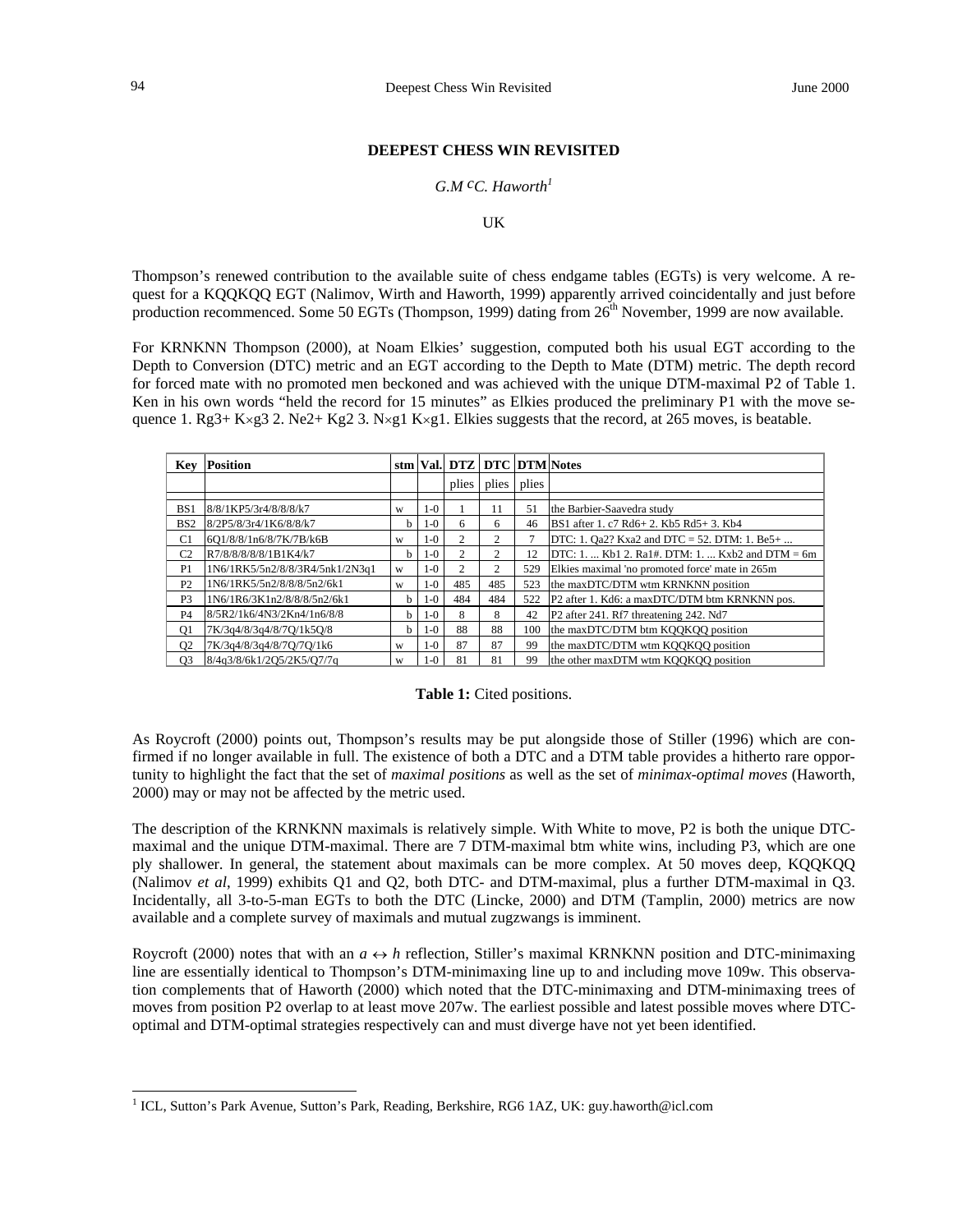## DEEPEST CHESS WIN REVISITED

*G.M ᶜC. Haworth*[1]

UK

Thompson's renewed contribution to the available suite of chess endgame tables (EGTs) is very welcome. A request for a KQQKQQ EGT (Nalimov, Wirth and Haworth, 1999) apparently arrived coincidentally and just before production recommenced. Some 50 EGTs (Thompson, 1999) dating from 26th November, 1999 are now available.

For KRNKNN Thompson (2000), at Noam Elkies' suggestion, computed both his usual EGT according to the Depth to Conversion (DTC) metric and an EGT according to the Depth to Mate (DTM) metric. The depth record for forced mate with no promoted men beckoned and was achieved with the unique DTM-maximal P2 of Table 1. Ken in his own words "held the record for 15 minutes" as Elkies produced the preliminary P1 with the move sequence 1. Rg3+ K×g3 2. Ne2+ Kg2 3. N×g1 K×g1. Elkies suggests that the record, at 265 moves, is beatable.

| Key | Position | stm | Val. | DTZ | DTC | DTM | Notes |
|---|---|---|---|---|---|---|---|
| | | | | plies | plies | plies | |
| BS1 | 8/8/1KP5/3r4/8/8/8/k7 | w | 1-0 | 1 | 11 | 51 | the Barbier-Saavedra study |
| BS2 | 8/2P5/8/3r4/1K6/8/8/k7 | b | 1-0 | 6 | 6 | 46 | BS1 after 1. c7 Rd6+ 2. Kb5 Rd5+ 3. Kb4 |
| C1 | 6Q1/8/8/1n6/8/7K/7B/k6B | w | 1-0 | 2 | 2 | 7 | DTC: 1. Qa2? Kxa2 and DTC = 52. DTM: 1. Be5+ ... |
| C2 | R7/8/8/8/8/8/1B1K4/k7 | b | 1-0 | 2 | 2 | 12 | DTC: 1. ... Kb1 2. Ra1#. DTM: 1. ... Kxb2 and DTM = 6m |
| P1 | 1N6/1RK5/5n2/8/8/3R4/5nk1/2N3q1 | w | 1-0 | 2 | 2 | 529 | Elkies maximal 'no promoted force' mate in 265m |
| P2 | 1N6/1RK5/5n2/8/8/8/5n2/6k1 | w | 1-0 | 485 | 485 | 523 | the maxDTC/DTM wtm KRNKNN position |
| P3 | 1N6/1R6/3K1n2/8/8/8/5n2/6k1 | b | 1-0 | 484 | 484 | 522 | P2 after 1. Kd6: a maxDTC/DTM btm KRNKNN pos. |
| P4 | 8/5R2/1k6/4N3/2Kn4/1n6/8/8 | b | 1-0 | 8 | 8 | 42 | P2 after 241. Rf7 threatening 242. Nd7 |
| Q1 | 7K/3q4/8/3q4/8/7Q/1k5Q/8 | b | 1-0 | 88 | 88 | 100 | the maxDTC/DTM btm KQQKQQ position |
| Q2 | 7K/3q4/8/3q4/8/7Q/7Q/1k6 | w | 1-0 | 87 | 87 | 99 | the maxDTC/DTM wtm KQQKQQ position |
| Q3 | 8/4q3/8/6k1/2Q5/2K5/Q7/7q | w | 1-0 | 81 | 81 | 99 | the other maxDTM wtm KQQKQQ position |

**Table 1:** Cited positions.

As Roycroft (2000) points out, Thompson's results may be put alongside those of Stiller (1996) which are confirmed if no longer available in full. The existence of both a DTC and a DTM table provides a hitherto rare opportunity to highlight the fact that the set of *maximal positions* as well as the set of *minimax-optimal moves* (Haworth, 2000) may or may not be affected by the metric used.

The description of the KRNKNN maximals is relatively simple. With White to move, P2 is both the unique DTC-maximal and the unique DTM-maximal. There are 7 DTM-maximal btm white wins, including P3, which are one ply shallower. In general, the statement about maximals can be more complex. At 50 moves deep, KQQKQQ (Nalimov *et al*, 1999) exhibits Q1 and Q2, both DTC- and DTM-maximal, plus a further DTM-maximal in Q3. Incidentally, all 3-to-5-man EGTs to both the DTC (Lincke, 2000) and DTM (Tamplin, 2000) metrics are now available and a complete survey of maximals and mutual zugzwangs is imminent.

Roycroft (2000) notes that with an $a \leftrightarrow h$ reflection, Stiller's maximal KRNKNN position and DTC-minimaxing line are essentially identical to Thompson's DTM-minimaxing line up to and including move 109w. This observation complements that of Haworth (2000) which noted that the DTC-minimaxing and DTM-minimaxing trees of moves from position P2 overlap to at least move 207w. The earliest possible and latest possible moves where DTC-optimal and DTM-optimal strategies respectively can and must diverge have not yet been identified.

[1] ICL, Sutton's Park Avenue, Sutton's Park, Reading, Berkshire, RG6 1AZ, UK: guy.haworth@icl.com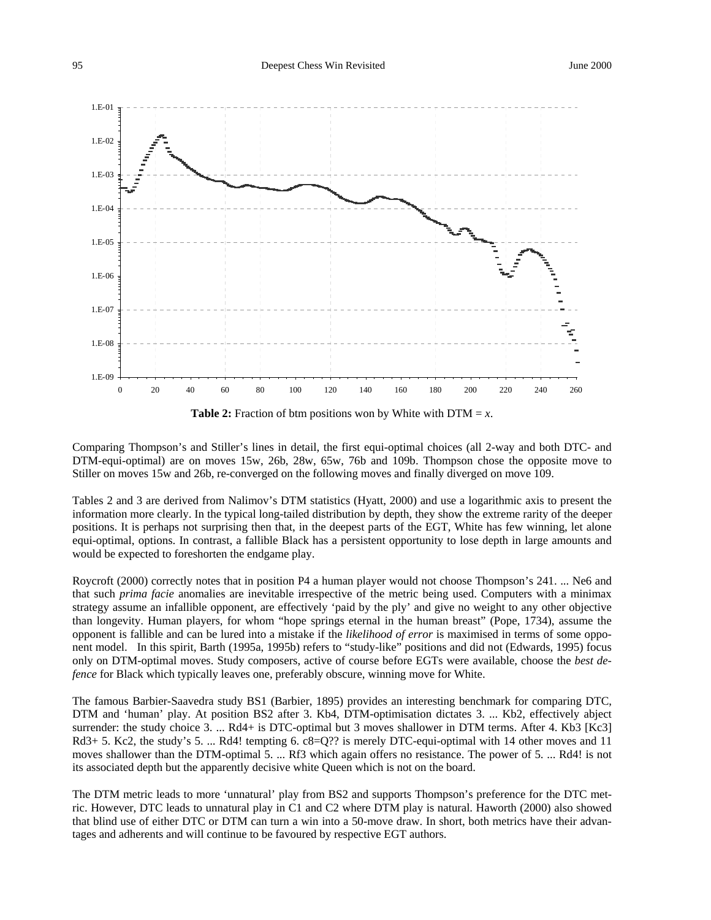**Table 2:** Fraction of btm positions won by White with DTM = *x*.

Comparing Thompson's and Stiller's lines in detail, the first equi-optimal choices (all 2-way and both DTC- and DTM-equi-optimal) are on moves 15w, 26b, 28w, 65w, 76b and 109b. Thompson chose the opposite move to Stiller on moves 15w and 26b, re-converged on the following moves and finally diverged on move 109.

Tables 2 and 3 are derived from Nalimov's DTM statistics (Hyatt, 2000) and use a logarithmic axis to present the information more clearly. In the typical long-tailed distribution by depth, they show the extreme rarity of the deeper positions. It is perhaps not surprising then that, in the deepest parts of the EGT, White has few winning, let alone equi-optimal, options. In contrast, a fallible Black has a persistent opportunity to lose depth in large amounts and would be expected to foreshorten the endgame play.

Roycroft (2000) correctly notes that in position P4 a human player would not choose Thompson's 241. ... Ne6 and that such *prima facie* anomalies are inevitable irrespective of the metric being used. Computers with a minimax strategy assume an infallible opponent, are effectively 'paid by the ply' and give no weight to any other objective than longevity. Human players, for whom "hope springs eternal in the human breast" (Pope, 1734), assume the opponent is fallible and can be lured into a mistake if the *likelihood of error* is maximised in terms of some opponent model. In this spirit, Barth (1995a, 1995b) refers to "study-like" positions and did not (Edwards, 1995) focus only on DTM-optimal moves. Study composers, active of course before EGTs were available, choose the *best defence* for Black which typically leaves one, preferably obscure, winning move for White.

The famous Barbier-Saavedra study BS1 (Barbier, 1895) provides an interesting benchmark for comparing DTC, DTM and 'human' play. At position BS2 after 3. Kb4, DTM-optimisation dictates 3. ... Kb2, effectively abject surrender: the study choice 3. ... Rd4+ is DTC-optimal but 3 moves shallower in DTM terms. After 4. Kb3 [Kc3] Rd3+ 5. Kc2, the study's 5. ... Rd4! tempting 6. c8=Q?? is merely DTC-equi-optimal with 14 other moves and 11 moves shallower than the DTM-optimal 5. ... Rf3 which again offers no resistance. The power of 5. ... Rd4! is not its associated depth but the apparently decisive white Queen which is not on the board.

The DTM metric leads to more 'unnatural' play from BS2 and supports Thompson's preference for the DTC metric. However, DTC leads to unnatural play in C1 and C2 where DTM play is natural. Haworth (2000) also showed that blind use of either DTC or DTM can turn a win into a 50-move draw. In short, both metrics have their advantages and adherents and will continue to be favoured by respective EGT authors.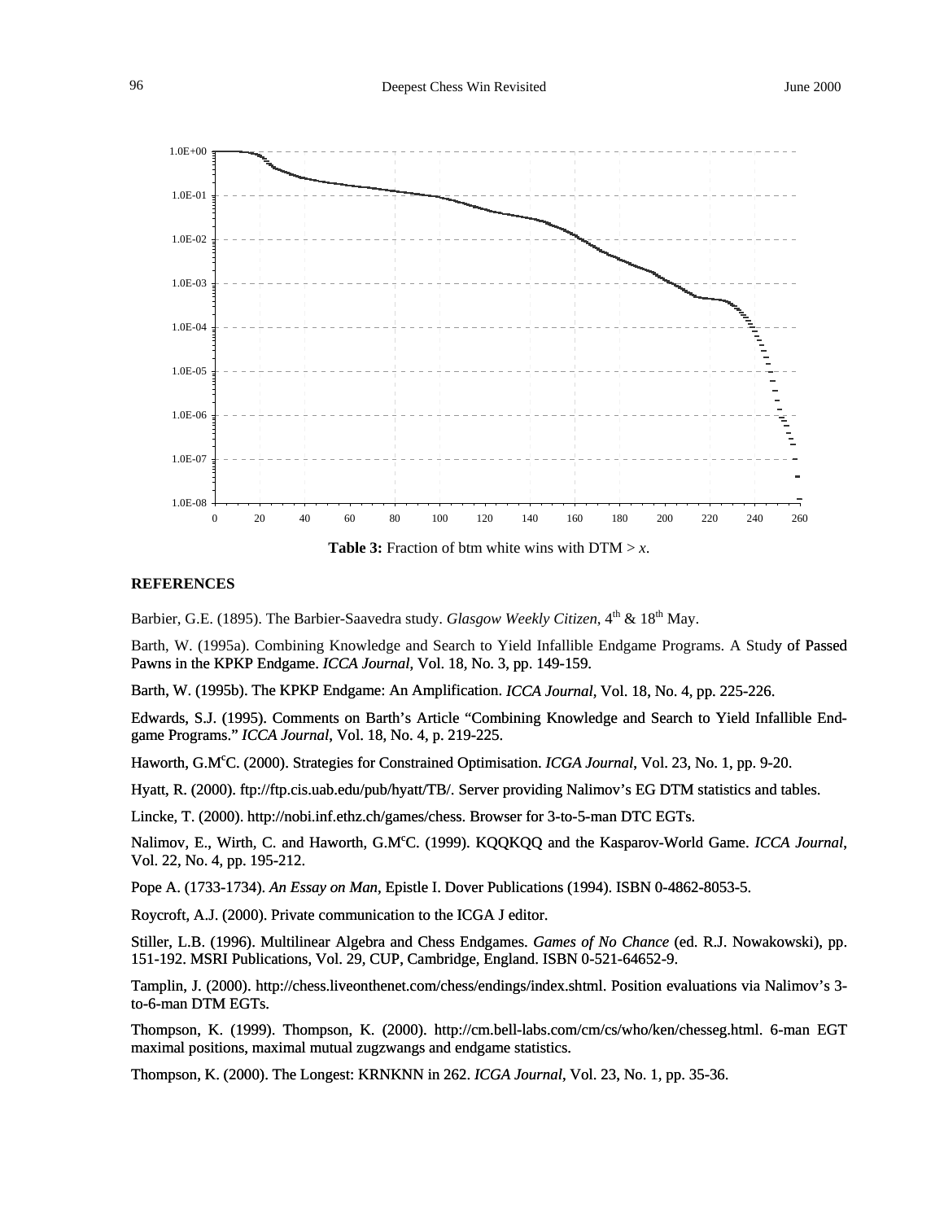1.0E+00
1.0E-01
1.0E-02
1.0E-03
1.0E-04
1.0E-05
1.0E-06
1.0E-07
1.0E-08

0 20 40 60 80 100 120 140 160 180 200 220 240 260

**Table 3:** Fraction of btm white wins with DTM > *x*.

## REFERENCES

Barbier, G.E. (1895). The Barbier-Saavedra study. *Glasgow Weekly Citizen*, 4th & 18th May.

Barth, W. (1995a). Combining Knowledge and Search to Yield Infallible Endgame Programs. A Study of Passed Pawns in the KPKP Endgame. *ICCA Journal*, Vol. 18, No. 3, pp. 149-159.

Barth, W. (1995b). The KPKP Endgame: An Amplification. *ICCA Journal*, Vol. 18, No. 4, pp. 225-226.

Edwards, S.J. (1995). Comments on Barth's Article "Combining Knowledge and Search to Yield Infallible End-game Programs." *ICCA Journal*, Vol. 18, No. 4, p. 219-225.

Haworth, G.McC. (2000). Strategies for Constrained Optimisation. *ICGA Journal*, Vol. 23, No. 1, pp. 9-20.

Hyatt, R. (2000). ftp://ftp.cis.uab.edu/pub/hyatt/TB/. Server providing Nalimov's EG DTM statistics and tables.

Lincke, T. (2000). http://nobi.inf.ethz.ch/games/chess. Browser for 3-to-5-man DTC EGTs.

Nalimov, E., Wirth, C. and Haworth, G.McC. (1999). KQQKQQ and the Kasparov-World Game. *ICCA Journal*, Vol. 22, No. 4, pp. 195-212.

Pope A. (1733-1734). *An Essay on Man*, Epistle I. Dover Publications (1994). ISBN 0-4862-8053-5.

Roycroft, A.J. (2000). Private communication to the ICGA J editor.

Stiller, L.B. (1996). Multilinear Algebra and Chess Endgames. *Games of No Chance* (ed. R.J. Nowakowski), pp. 151-192. MSRI Publications, Vol. 29, CUP, Cambridge, England. ISBN 0-521-64652-9.

Tamplin, J. (2000). http://chess.liveonthenet.com/chess/endings/index.shtml. Position evaluations via Nalimov's 3-to-6-man DTM EGTs.

Thompson, K. (1999). Thompson, K. (2000). http://cm.bell-labs.com/cm/cs/who/ken/chesseg.html. 6-man EGT maximal positions, maximal mutual zugzwangs and endgame statistics.

Thompson, K. (2000). The Longest: KRNKNN in 262. *ICGA Journal*, Vol. 23, No. 1, pp. 35-36.